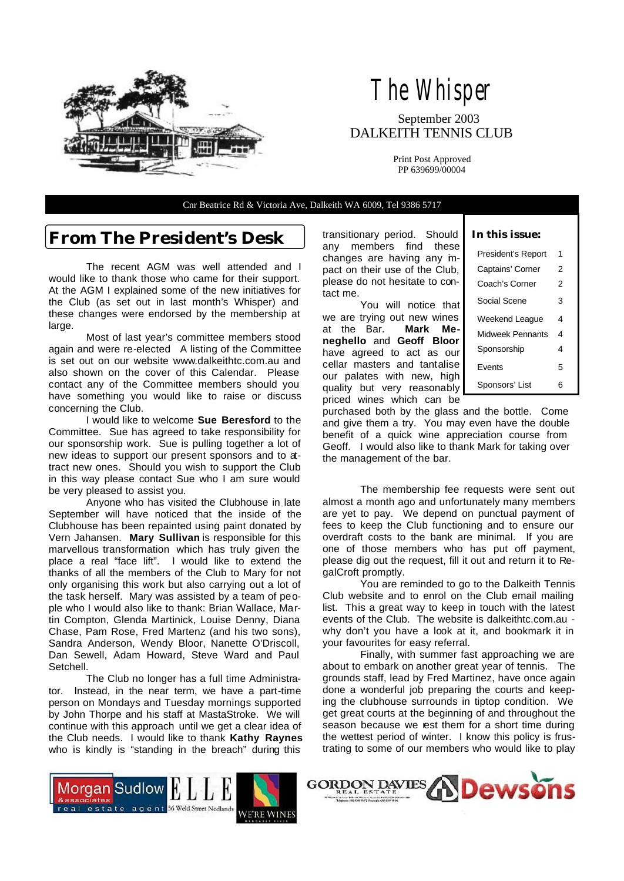# The Whisper

September 2003
DALKEITH TENNIS CLUB

Print Post Approved
PP 639699/00004

Cnr Beatrice Rd & Victoria Ave, Dalkeith WA 6009, Tel 9386 5717

**In this issue:**

| | |
|---|---|
| President's Report | 1 |
| Captains' Corner | 2 |
| Coach's Corner | 2 |
| Social Scene | 3 |
| Weekend League | 4 |
| Midweek Pennants | 4 |
| Sponsorship | 4 |
| Events | 5 |
| Sponsors' List | 6 |

## From The President's Desk

The recent AGM was well attended and I would like to thank those who came for their support. At the AGM I explained some of the new initiatives for the Club (as set out in last month's Whisper) and these changes were endorsed by the membership at large.

Most of last year's committee members stood again and were re-elected A listing of the Committee is set out on our website www.dalkeithtc.com.au and also shown on the cover of this Calendar. Please contact any of the Committee members should you have something you would like to raise or discuss concerning the Club.

I would like to welcome **Sue Beresford** to the Committee. Sue has agreed to take responsibility for our sponsorship work. Sue is pulling together a lot of new ideas to support our present sponsors and to attract new ones. Should you wish to support the Club in this way please contact Sue who I am sure would be very pleased to assist you.

Anyone who has visited the Clubhouse in late September will have noticed that the inside of the Clubhouse has been repainted using paint donated by Vern Jahansen. **Mary Sullivan** is responsible for this marvellous transformation which has truly given the place a real "face lift". I would like to extend the thanks of all the members of the Club to Mary for not only organising this work but also carrying out a lot of the task herself. Mary was assisted by a team of people who I would also like to thank: Brian Wallace, Martin Compton, Glenda Martinick, Louise Denny, Diana Chase, Pam Rose, Fred Martenz (and his two sons), Sandra Anderson, Wendy Bloor, Nanette O'Driscoll, Dan Sewell, Adam Howard, Steve Ward and Paul Setchell.

The Club no longer has a full time Administrator. Instead, in the near term, we have a part-time person on Mondays and Tuesday mornings supported by John Thorpe and his staff at MastaStroke. We will continue with this approach until we get a clear idea of the Club needs. I would like to thank **Kathy Raynes** who is kindly is "standing in the breach" during this transitional period. Should any members find these changes are having any impact on their use of the Club, please do not hesitate to contact me.

You will notice that we are trying out new wines at the Bar. **Mark Meneghello** and **Geoff Bloor** have agreed to act as our cellar masters and tantalise our palates with new, high quality but very reasonably priced wines which can be purchased both by the glass and the bottle. Come and give them a try. You may even have the double benefit of a quick wine appreciation course from Geoff. I would also like to thank Mark for taking over the management of the bar.

The membership fee requests were sent out almost a month ago and unfortunately many members are yet to pay. We depend on punctual payment of fees to keep the Club functioning and to ensure our overdraft costs to the bank are minimal. If you are one of those members who has put off payment, please dig out the request, fill it out and return it to RegalCroft promptly.

You are reminded to go to the Dalkeith Tennis Club website and to enrol on the Club email mailing list. This a great way to keep in touch with the latest events of the Club. The website is dalkeithtc.com.au - why don't you have a look at it, and bookmark it in your favourites for easy referral.

Finally, with summer fast approaching we are about to embark on another great year of tennis. The grounds staff, lead by Fred Martinez, have once again done a wonderful job preparing the courts and keeping the clubhouse surrounds in tiptop condition. We get great courts at the beginning of and throughout the season because we rest them for a short time during the wettest period of winter. I know this policy is frustrating to some of our members who would like to play

Morgan Sudlow & associates real estate agent | ELLE 56 Weld Street Nedlands | WE'RE WINES | GORDON DAVIES REAL ESTATE | Dewsons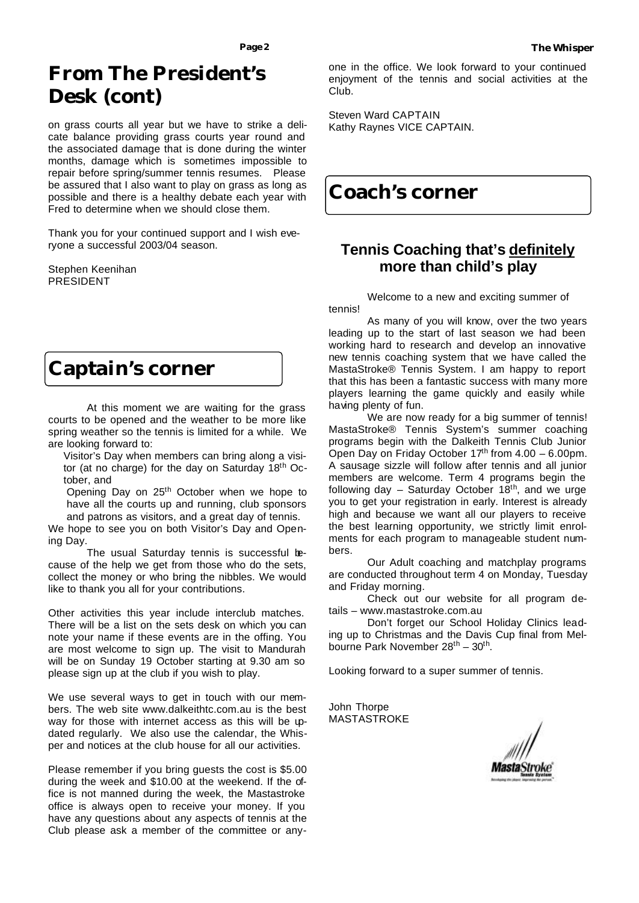# From The President's Desk (cont)

on grass courts all year but we have to strike a delicate balance providing grass courts year round and the associated damage that is done during the winter months, damage which is sometimes impossible to repair before spring/summer tennis resumes. Please be assured that I also want to play on grass as long as possible and there is a healthy debate each year with Fred to determine when we should close them.

Thank you for your continued support and I wish everyone a successful 2003/04 season.

Stephen Keenihan
PRESIDENT

# Captain's corner

At this moment we are waiting for the grass courts to be opened and the weather to be more like spring weather so the tennis is limited for a while. We are looking forward to:

Visitor's Day when members can bring along a visitor (at no charge) for the day on Saturday 18th October, and

Opening Day on 25th October when we hope to have all the courts up and running, club sponsors and patrons as visitors, and a great day of tennis.

We hope to see you on both Visitor's Day and Opening Day.

The usual Saturday tennis is successful because of the help we get from those who do the sets, collect the money or who bring the nibbles. We would like to thank you all for your contributions.

Other activities this year include interclub matches. There will be a list on the sets desk on which you can note your name if these events are in the offing. You are most welcome to sign up. The visit to Mandurah will be on Sunday 19 October starting at 9.30 am so please sign up at the club if you wish to play.

We use several ways to get in touch with our members. The web site www.dalkeithtc.com.au is the best way for those with internet access as this will be updated regularly. We also use the calendar, the Whisper and notices at the club house for all our activities.

Please remember if you bring guests the cost is $5.00 during the week and $10.00 at the weekend. If the office is not manned during the week, the Mastastroke office is always open to receive your money. If you have any questions about any aspects of tennis at the Club please ask a member of the committee or anyone in the office. We look forward to your continued enjoyment of the tennis and social activities at the Club.

Steven Ward CAPTAIN
Kathy Raynes VICE CAPTAIN.

# Coach's corner

## Tennis Coaching that's definitely more than child's play

Welcome to a new and exciting summer of tennis!

As many of you will know, over the two years leading up to the start of last season we had been working hard to research and develop an innovative new tennis coaching system that we have called the MastaStroke® Tennis System. I am happy to report that this has been a fantastic success with many more players learning the game quickly and easily while having plenty of fun.

We are now ready for a big summer of tennis! MastaStroke® Tennis System's summer coaching programs begin with the Dalkeith Tennis Club Junior Open Day on Friday October 17th from 4.00 – 6.00pm. A sausage sizzle will follow after tennis and all junior members are welcome. Term 4 programs begin the following day – Saturday October 18th, and we urge you to get your registration in early. Interest is already high and because we want all our players to receive the best learning opportunity, we strictly limit enrolments for each program to manageable student numbers.

Our Adult coaching and matchplay programs are conducted throughout term 4 on Monday, Tuesday and Friday morning.

Check out our website for all program details – www.mastastroke.com.au

Don't forget our School Holiday Clinics leading up to Christmas and the Davis Cup final from Melbourne Park November 28th – 30th.

Looking forward to a super summer of tennis.

John Thorpe
MASTASTROKE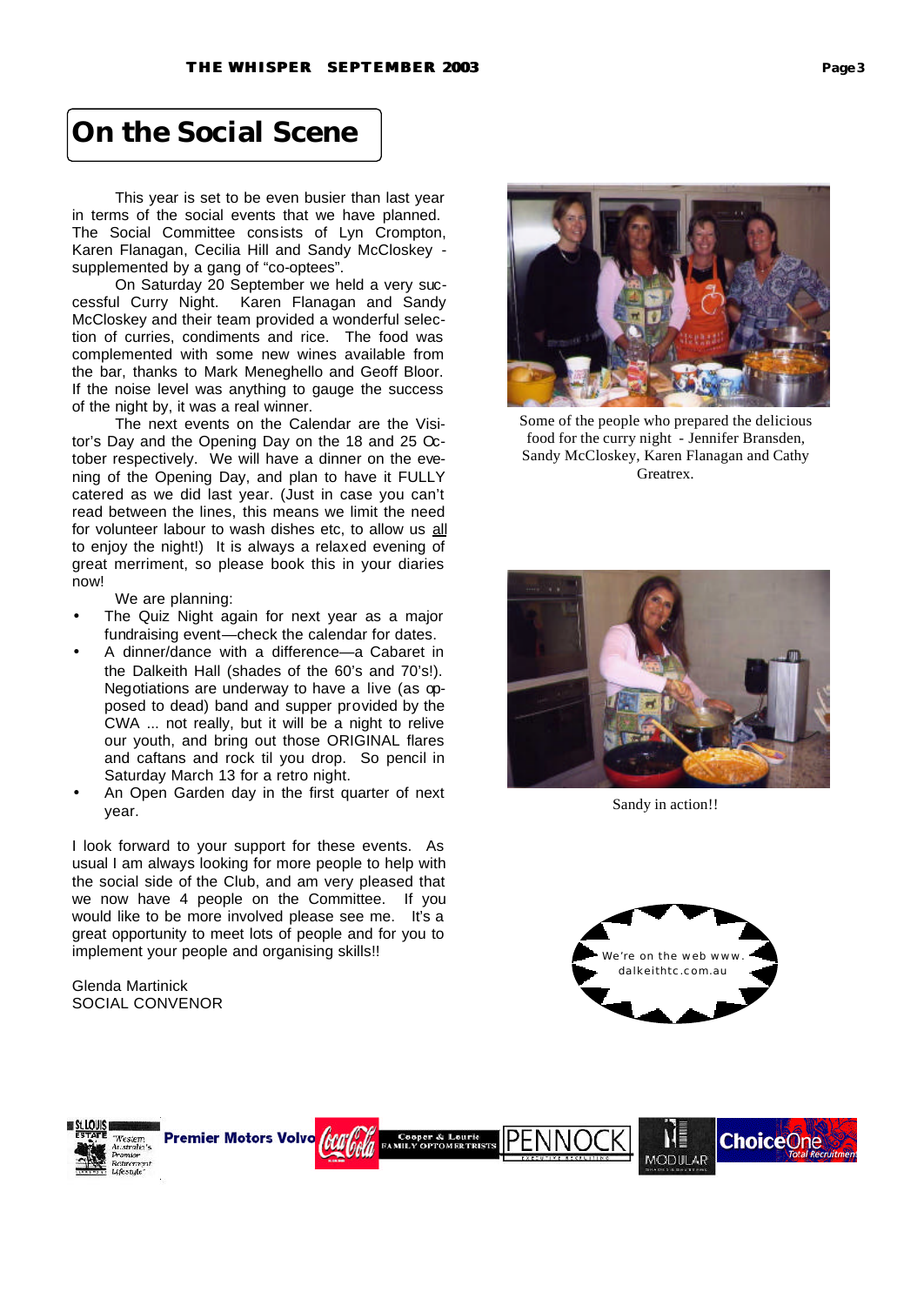# On the Social Scene

This year is set to be even busier than last year in terms of the social events that we have planned. The Social Committee consists of Lyn Crompton, Karen Flanagan, Cecilia Hill and Sandy McCloskey - supplemented by a gang of "co-optees".

On Saturday 20 September we held a very successful Curry Night. Karen Flanagan and Sandy McCloskey and their team provided a wonderful selection of curries, condiments and rice. The food was complemented with some new wines available from the bar, thanks to Mark Meneghello and Geoff Bloor. If the noise level was anything to gauge the success of the night by, it was a real winner.

The next events on the Calendar are the Visitor's Day and the Opening Day on the 18 and 25 October respectively. We will have a dinner on the evening of the Opening Day, and plan to have it FULLY catered as we did last year. (Just in case you can't read between the lines, this means we limit the need for volunteer labour to wash dishes etc, to allow us <u>all</u> to enjoy the night!) It is always a relaxed evening of great merriment, so please book this in your diaries now!

We are planning:

- The Quiz Night again for next year as a major fundraising event—check the calendar for dates.
- A dinner/dance with a difference—a Cabaret in the Dalkeith Hall (shades of the 60's and 70's!). Negotiations are underway to have a live (as opposed to dead) band and supper provided by the CWA ... not really, but it will be a night to relive our youth, and bring out those ORIGINAL flares and caftans and rock til you drop. So pencil in Saturday March 13 for a retro night.
- An Open Garden day in the first quarter of next year.

I look forward to your support for these events. As usual I am always looking for more people to help with the social side of the Club, and am very pleased that we now have 4 people on the Committee. If you would like to be more involved please see me. It's a great opportunity to meet lots of people and for you to implement your people and organising skills!!

Glenda Martinick
SOCIAL CONVENOR

Some of the people who prepared the delicious food for the curry night - Jennifer Bransden, Sandy McCloskey, Karen Flanagan and Cathy Greatrex.

Sandy in action!!

We're on the web www.dalkeithtc.com.au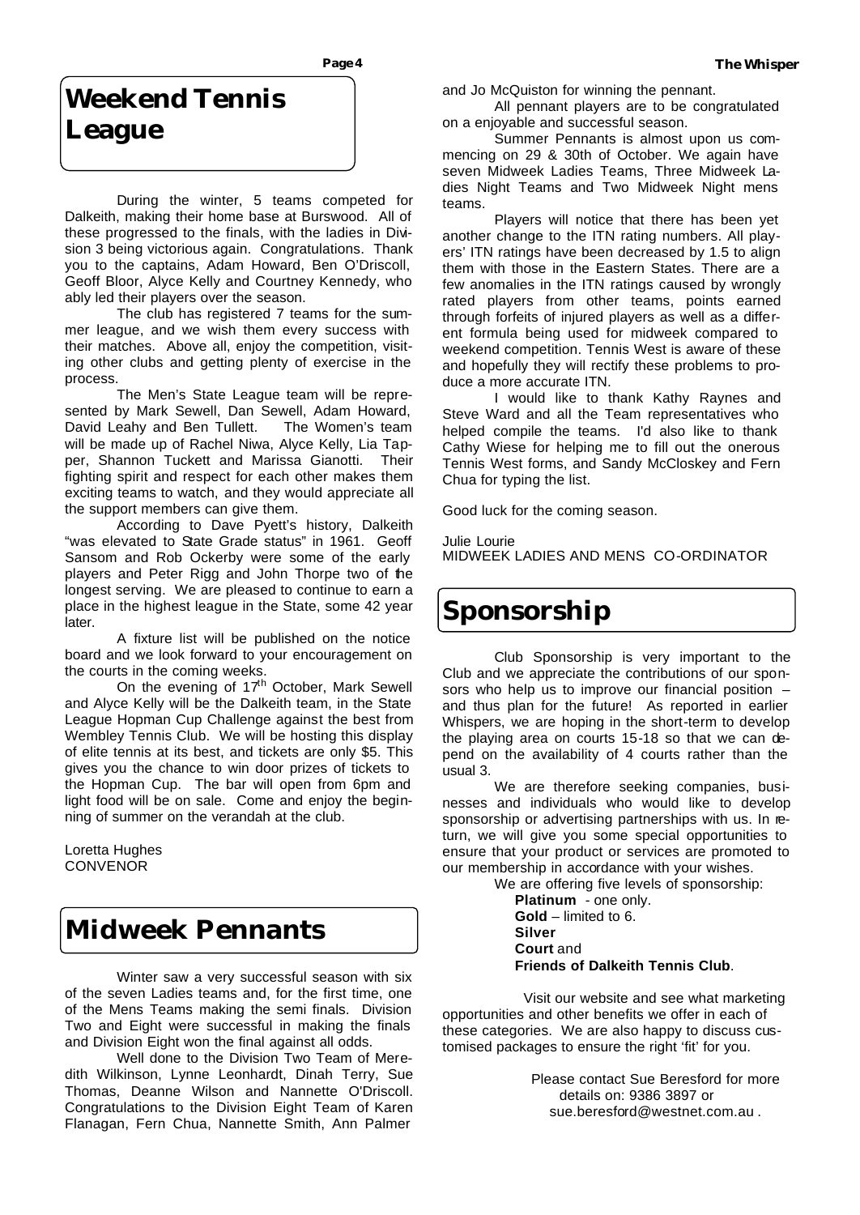# Weekend Tennis League

During the winter, 5 teams competed for Dalkeith, making their home base at Burswood. All of these progressed to the finals, with the ladies in Division 3 being victorious again. Congratulations. Thank you to the captains, Adam Howard, Ben O'Driscoll, Geoff Bloor, Alyce Kelly and Courtney Kennedy, who ably led their players over the season.

The club has registered 7 teams for the summer league, and we wish them every success with their matches. Above all, enjoy the competition, visiting other clubs and getting plenty of exercise in the process.

The Men's State League team will be represented by Mark Sewell, Dan Sewell, Adam Howard, David Leahy and Ben Tullett. The Women's team will be made up of Rachel Niwa, Alyce Kelly, Lia Tapper, Shannon Tuckett and Marissa Gianotti. Their fighting spirit and respect for each other makes them exciting teams to watch, and they would appreciate all the support members can give them.

According to Dave Pyett's history, Dalkeith "was elevated to State Grade status" in 1961. Geoff Sansom and Rob Ockerby were some of the early players and Peter Rigg and John Thorpe two of the longest serving. We are pleased to continue to earn a place in the highest league in the State, some 42 year later.

A fixture list will be published on the notice board and we look forward to your encouragement on the courts in the coming weeks.

On the evening of 17th October, Mark Sewell and Alyce Kelly will be the Dalkeith team, in the State League Hopman Cup Challenge against the best from Wembley Tennis Club. We will be hosting this display of elite tennis at its best, and tickets are only $5. This gives you the chance to win door prizes of tickets to the Hopman Cup. The bar will open from 6pm and light food will be on sale. Come and enjoy the beginning of summer on the verandah at the club.

Loretta Hughes
CONVENOR

# Midweek Pennants

Winter saw a very successful season with six of the seven Ladies teams and, for the first time, one of the Mens Teams making the semi finals. Division Two and Eight were successful in making the finals and Division Eight won the final against all odds.

Well done to the Division Two Team of Meredith Wilkinson, Lynne Leonhardt, Dinah Terry, Sue Thomas, Deanne Wilson and Nannette O'Driscoll. Congratulations to the Division Eight Team of Karen Flanagan, Fern Chua, Nannette Smith, Ann Palmer and Jo McQuiston for winning the pennant.

All pennant players are to be congratulated on a enjoyable and successful season.

Summer Pennants is almost upon us commencing on 29 & 30th of October. We again have seven Midweek Ladies Teams, Three Midweek Ladies Night Teams and Two Midweek Night mens teams.

Players will notice that there has been yet another change to the ITN rating numbers. All players' ITN ratings have been decreased by 1.5 to align them with those in the Eastern States. There are a few anomalies in the ITN ratings caused by wrongly rated players from other teams, points earned through forfeits of injured players as well as a different formula being used for midweek compared to weekend competition. Tennis West is aware of these and hopefully they will rectify these problems to produce a more accurate ITN.

I would like to thank Kathy Raynes and Steve Ward and all the Team representatives who helped compile the teams. I'd also like to thank Cathy Wiese for helping me to fill out the onerous Tennis West forms, and Sandy McCloskey and Fern Chua for typing the list.

Good luck for the coming season.

Julie Lourie
MIDWEEK LADIES AND MENS CO-ORDINATOR

# Sponsorship

Club Sponsorship is very important to the Club and we appreciate the contributions of our sponsors who help us to improve our financial position – and thus plan for the future! As reported in earlier Whispers, we are hoping in the short-term to develop the playing area on courts 15-18 so that we can depend on the availability of 4 courts rather than the usual 3.

We are therefore seeking companies, businesses and individuals who would like to develop sponsorship or advertising partnerships with us. In return, we will give you some special opportunities to ensure that your product or services are promoted to our membership in accordance with your wishes.

We are offering five levels of sponsorship:

- **Platinum** - one only.
- **Gold** – limited to 6.
- **Silver**
- **Court** and
- **Friends of Dalkeith Tennis Club**.

Visit our website and see what marketing opportunities and other benefits we offer in each of these categories. We are also happy to discuss customised packages to ensure the right 'fit' for you.

Please contact Sue Beresford for more details on: 9386 3897 or sue.beresford@westnet.com.au .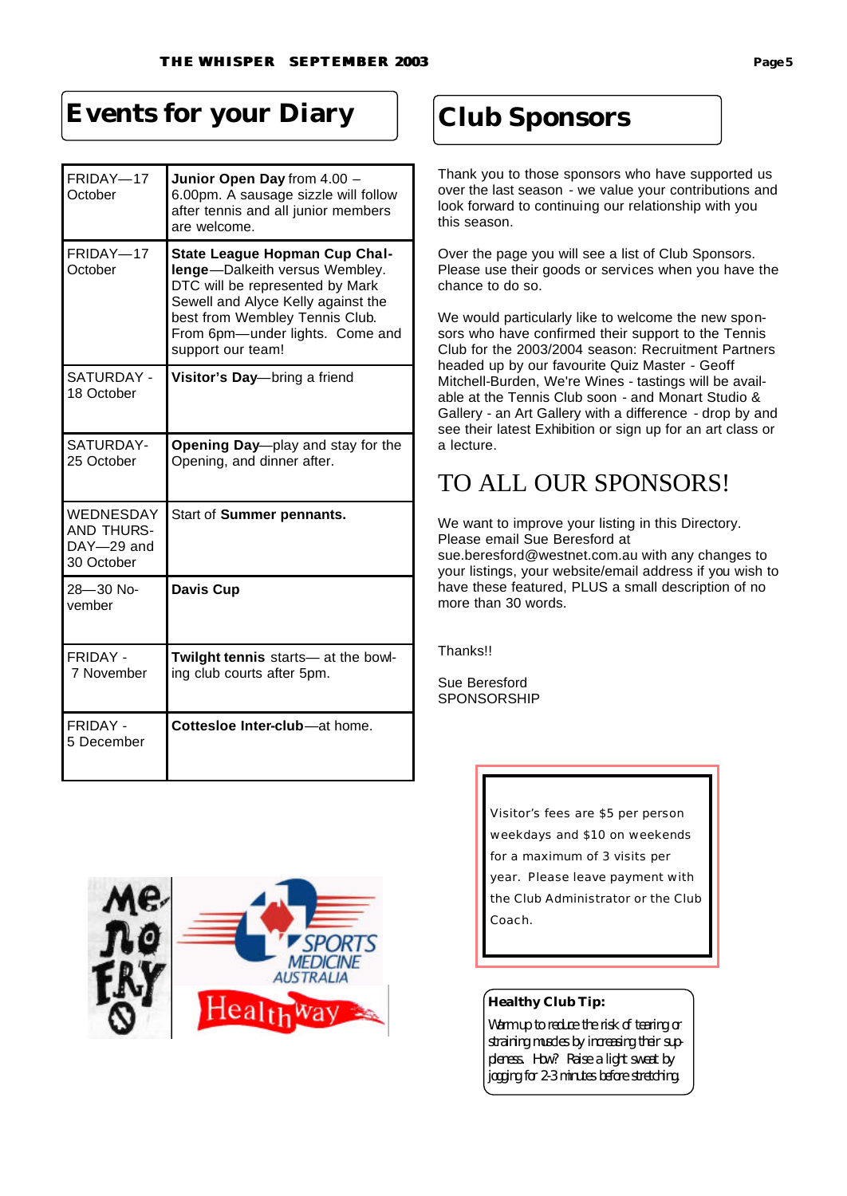# Events for your Diary

| | |
|---|---|
| FRIDAY—17 October | **Junior Open Day** from 4.00 – 6.00pm. A sausage sizzle will follow after tennis and all junior members are welcome. |
| FRIDAY—17 October | **State League Hopman Cup Challenge**—Dalkeith versus Wembley. DTC will be represented by Mark Sewell and Alyce Kelly against the best from Wembley Tennis Club. From 6pm—under lights. Come and support our team! |
| SATURDAY - 18 October | **Visitor's Day**—bring a friend |
| SATURDAY- 25 October | **Opening Day**—play and stay for the Opening, and dinner after. |
| WEDNESDAY AND THURSDAY—29 and 30 October | Start of **Summer pennants.** |
| 28—30 November | **Davis Cup** |
| FRIDAY - 7 November | **Twilight tennis** starts— at the bowling club courts after 5pm. |
| FRIDAY - 5 December | **Cottesloe Inter-club**—at home. |

# Club Sponsors

Thank you to those sponsors who have supported us over the last season - we value your contributions and look forward to continuing our relationship with you this season.

Over the page you will see a list of Club Sponsors. Please use their goods or services when you have the chance to do so.

We would particularly like to welcome the new sponsors who have confirmed their support to the Tennis Club for the 2003/2004 season: Recruitment Partners headed up by our favourite Quiz Master - Geoff Mitchell-Burden, We're Wines - tastings will be available at the Tennis Club soon - and Monart Studio & Gallery - an Art Gallery with a difference - drop by and see their latest Exhibition or sign up for an art class or a lecture.

## TO ALL OUR SPONSORS!

We want to improve your listing in this Directory. Please email Sue Beresford at sue.beresford@westnet.com.au with any changes to your listings, your website/email address if you wish to have these featured, PLUS a small description of no more than 30 words.

Thanks!!

Sue Beresford
SPONSORSHIP

Visitor's fees are $5 per person weekdays and $10 on weekends for a maximum of 3 visits per year. Please leave payment with the Club Administrator or the Club Coach.

**Healthy Club Tip:**

Warm up to reduce the risk of tearing or straining muscles by increasing their suppleness. How? Raise a light sweat by jogging for 2-3 minutes before stretching.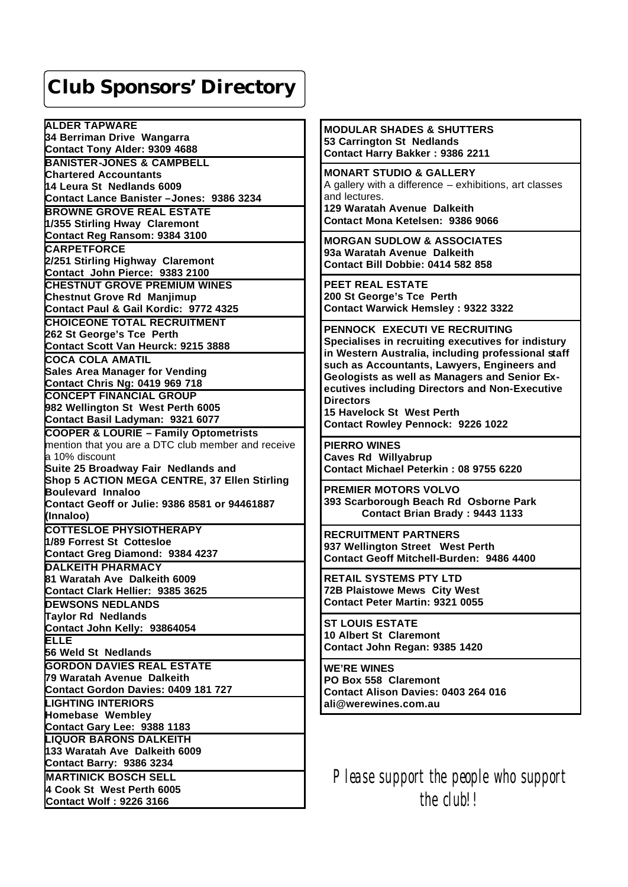# Club Sponsors' Directory

**ALDER TAPWARE**
**34 Berriman Drive Wangarra**
**Contact Tony Alder: 9309 4688**

**BANISTER-JONES & CAMPBELL**
**Chartered Accountants**
**14 Leura St Nedlands 6009**
**Contact Lance Banister –Jones: 9386 3234**

**BROWNE GROVE REAL ESTATE**
**1/355 Stirling Hway Claremont**
**Contact Reg Ransom: 9384 3100**

**CARPETFORCE**
**2/251 Stirling Highway Claremont**
**Contact John Pierce: 9383 2100**

**CHESTNUT GROVE PREMIUM WINES**
**Chestnut Grove Rd Manjimup**
**Contact Paul & Gail Kordic: 9772 4325**

**CHOICEONE TOTAL RECRUITMENT**
**262 St George's Tce Perth**
**Contact Scott Van Heurck: 9215 3888**

**COCA COLA AMATIL**
**Sales Area Manager for Vending**
**Contact Chris Ng: 0419 969 718**

**CONCEPT FINANCIAL GROUP**
**982 Wellington St West Perth 6005**
**Contact Basil Ladyman: 9321 6077**

**COOPER & LOURIE – Family Optometrists**
mention that you are a DTC club member and receive a 10% discount
**Suite 25 Broadway Fair Nedlands and**
**Shop 5 ACTION MEGA CENTRE, 37 Ellen Stirling Boulevard Innaloo**
**Contact Geoff or Julie: 9386 8581 or 94461887 (Innaloo)**

**COTTESLOE PHYSIOTHERAPY**
**1/89 Forrest St Cottesloe**
**Contact Greg Diamond: 9384 4237**

**DALKEITH PHARMACY**
**81 Waratah Ave Dalkeith 6009**
**Contact Clark Hellier: 9385 3625**

**DEWSONS NEDLANDS**
**Taylor Rd Nedlands**
**Contact John Kelly: 93864054**

**ELLE**
**56 Weld St Nedlands**

**GORDON DAVIES REAL ESTATE**
**79 Waratah Avenue Dalkeith**
**Contact Gordon Davies: 0409 181 727**

**LIGHTING INTERIORS**
**Homebase Wembley**
**Contact Gary Lee: 9388 1183**

**LIQUOR BARONS DALKEITH**
**133 Waratah Ave Dalkeith 6009**
**Contact Barry: 9386 3234**

**MARTINICK BOSCH SELL**
**4 Cook St West Perth 6005**
**Contact Wolf : 9226 3166**

**MODULAR SHADES & SHUTTERS**
**53 Carrington St Nedlands**
**Contact Harry Bakker : 9386 2211**

**MONART STUDIO & GALLERY**
A gallery with a difference – exhibitions, art classes and lectures.
**129 Waratah Avenue Dalkeith**
**Contact Mona Ketelsen: 9386 9066**

**MORGAN SUDLOW & ASSOCIATES**
**93a Waratah Avenue Dalkeith**
**Contact Bill Dobbie: 0414 582 858**

**PEET REAL ESTATE**
**200 St George's Tce Perth**
**Contact Warwick Hemsley : 9322 3322**

**PENNOCK EXECUTI VE RECRUITING**
**Specialises in recruiting executives for indistury in Western Australia, including professional staff such as Accountants, Lawyers, Engineers and Geologists as well as Managers and Senior Executives including Directors and Non-Executive Directors**
**15 Havelock St West Perth**
**Contact Rowley Pennock: 9226 1022**

**PIERRO WINES**
**Caves Rd Willyabrup**
**Contact Michael Peterkin : 08 9755 6220**

**PREMIER MOTORS VOLVO**
**393 Scarborough Beach Rd Osborne Park**
**Contact Brian Brady : 9443 1133**

**RECRUITMENT PARTNERS**
**937 Wellington Street West Perth**
**Contact Geoff Mitchell-Burden: 9486 4400**

**RETAIL SYSTEMS PTY LTD**
**72B Plaistowe Mews City West**
**Contact Peter Martin: 9321 0055**

**ST LOUIS ESTATE**
**10 Albert St Claremont**
**Contact John Regan: 9385 1420**

**WE'RE WINES**
**PO Box 558 Claremont**
**Contact Alison Davies: 0403 264 016**
**ali@werewines.com.au**

*Please support the people who support the club!!*